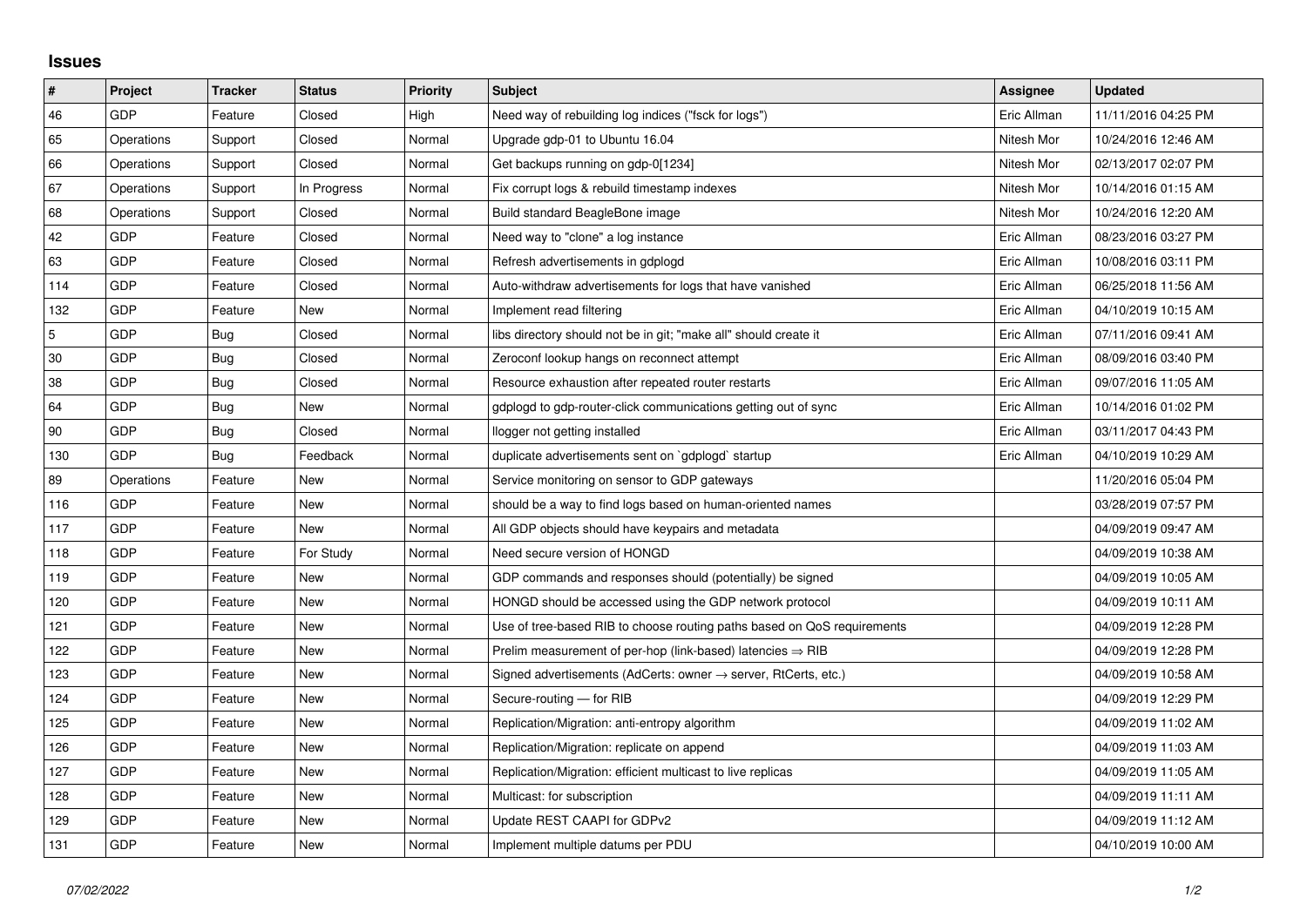## Issues

| # | Project | Tracker | Status | Priority | Subject | Assignee | Updated |
|---|---|---|---|---|---|---|---|
| 46 | GDP | Feature | Closed | High | Need way of rebuilding log indices ("fsck for logs") | Eric Allman | 11/11/2016 04:25 PM |
| 65 | Operations | Support | Closed | Normal | Upgrade gdp-01 to Ubuntu 16.04 | Nitesh Mor | 10/24/2016 12:46 AM |
| 66 | Operations | Support | Closed | Normal | Get backups running on gdp-0[1234] | Nitesh Mor | 02/13/2017 02:07 PM |
| 67 | Operations | Support | In Progress | Normal | Fix corrupt logs & rebuild timestamp indexes | Nitesh Mor | 10/14/2016 01:15 AM |
| 68 | Operations | Support | Closed | Normal | Build standard BeagleBone image | Nitesh Mor | 10/24/2016 12:20 AM |
| 42 | GDP | Feature | Closed | Normal | Need way to "clone" a log instance | Eric Allman | 08/23/2016 03:27 PM |
| 63 | GDP | Feature | Closed | Normal | Refresh advertisements in gdplogd | Eric Allman | 10/08/2016 03:11 PM |
| 114 | GDP | Feature | Closed | Normal | Auto-withdraw advertisements for logs that have vanished | Eric Allman | 06/25/2018 11:56 AM |
| 132 | GDP | Feature | New | Normal | Implement read filtering | Eric Allman | 04/10/2019 10:15 AM |
| 5 | GDP | Bug | Closed | Normal | libs directory should not be in git; "make all" should create it | Eric Allman | 07/11/2016 09:41 AM |
| 30 | GDP | Bug | Closed | Normal | Zeroconf lookup hangs on reconnect attempt | Eric Allman | 08/09/2016 03:40 PM |
| 38 | GDP | Bug | Closed | Normal | Resource exhaustion after repeated router restarts | Eric Allman | 09/07/2016 11:05 AM |
| 64 | GDP | Bug | New | Normal | gdplogd to gdp-router-click communications getting out of sync | Eric Allman | 10/14/2016 01:02 PM |
| 90 | GDP | Bug | Closed | Normal | llogger not getting installed | Eric Allman | 03/11/2017 04:43 PM |
| 130 | GDP | Bug | Feedback | Normal | duplicate advertisements sent on `gdplogd` startup | Eric Allman | 04/10/2019 10:29 AM |
| 89 | Operations | Feature | New | Normal | Service monitoring on sensor to GDP gateways | | 11/20/2016 05:04 PM |
| 116 | GDP | Feature | New | Normal | should be a way to find logs based on human-oriented names | | 03/28/2019 07:57 PM |
| 117 | GDP | Feature | New | Normal | All GDP objects should have keypairs and metadata | | 04/09/2019 09:47 AM |
| 118 | GDP | Feature | For Study | Normal | Need secure version of HONGD | | 04/09/2019 10:38 AM |
| 119 | GDP | Feature | New | Normal | GDP commands and responses should (potentially) be signed | | 04/09/2019 10:05 AM |
| 120 | GDP | Feature | New | Normal | HONGD should be accessed using the GDP network protocol | | 04/09/2019 10:11 AM |
| 121 | GDP | Feature | New | Normal | Use of tree-based RIB to choose routing paths based on QoS requirements | | 04/09/2019 12:28 PM |
| 122 | GDP | Feature | New | Normal | Prelim measurement of per-hop (link-based) latencies ⇒ RIB | | 04/09/2019 12:28 PM |
| 123 | GDP | Feature | New | Normal | Signed advertisements (AdCerts: owner → server, RtCerts, etc.) | | 04/09/2019 10:58 AM |
| 124 | GDP | Feature | New | Normal | Secure-routing — for RIB | | 04/09/2019 12:29 PM |
| 125 | GDP | Feature | New | Normal | Replication/Migration: anti-entropy algorithm | | 04/09/2019 11:02 AM |
| 126 | GDP | Feature | New | Normal | Replication/Migration: replicate on append | | 04/09/2019 11:03 AM |
| 127 | GDP | Feature | New | Normal | Replication/Migration: efficient multicast to live replicas | | 04/09/2019 11:05 AM |
| 128 | GDP | Feature | New | Normal | Multicast: for subscription | | 04/09/2019 11:11 AM |
| 129 | GDP | Feature | New | Normal | Update REST CAAPI for GDPv2 | | 04/09/2019 11:12 AM |
| 131 | GDP | Feature | New | Normal | Implement multiple datums per PDU | | 04/10/2019 10:00 AM |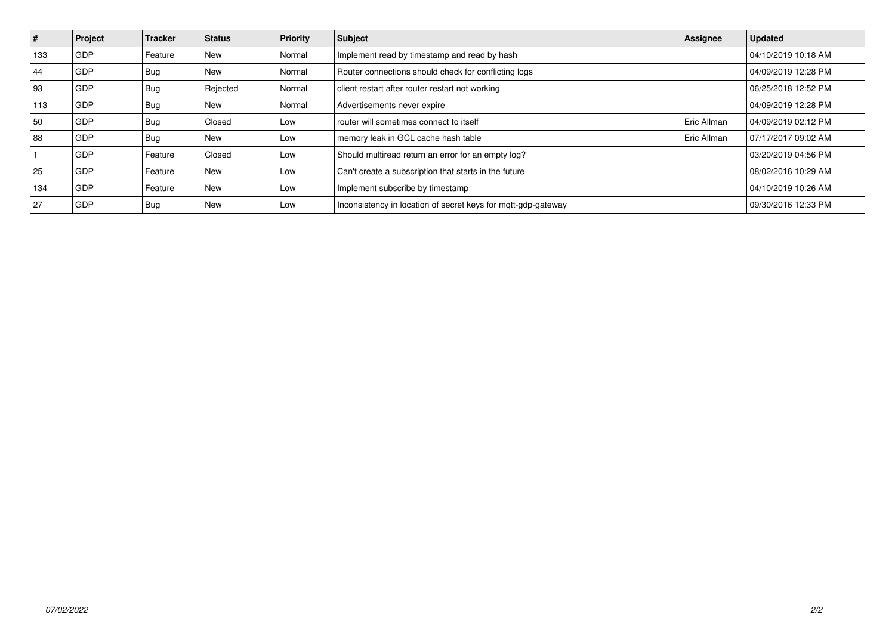| # | Project | Tracker | Status | Priority | Subject | Assignee | Updated |
|---|---|---|---|---|---|---|---|
| 133 | GDP | Feature | New | Normal | Implement read by timestamp and read by hash | | 04/10/2019 10:18 AM |
| 44 | GDP | Bug | New | Normal | Router connections should check for conflicting logs | | 04/09/2019 12:28 PM |
| 93 | GDP | Bug | Rejected | Normal | client restart after router restart not working | | 06/25/2018 12:52 PM |
| 113 | GDP | Bug | New | Normal | Advertisements never expire | | 04/09/2019 12:28 PM |
| 50 | GDP | Bug | Closed | Low | router will sometimes connect to itself | Eric Allman | 04/09/2019 02:12 PM |
| 88 | GDP | Bug | New | Low | memory leak in GCL cache hash table | Eric Allman | 07/17/2017 09:02 AM |
| 1 | GDP | Feature | Closed | Low | Should multiread return an error for an empty log? | | 03/20/2019 04:56 PM |
| 25 | GDP | Feature | New | Low | Can't create a subscription that starts in the future | | 08/02/2016 10:29 AM |
| 134 | GDP | Feature | New | Low | Implement subscribe by timestamp | | 04/10/2019 10:26 AM |
| 27 | GDP | Bug | New | Low | Inconsistency in location of secret keys for mqtt-gdp-gateway | | 09/30/2016 12:33 PM |